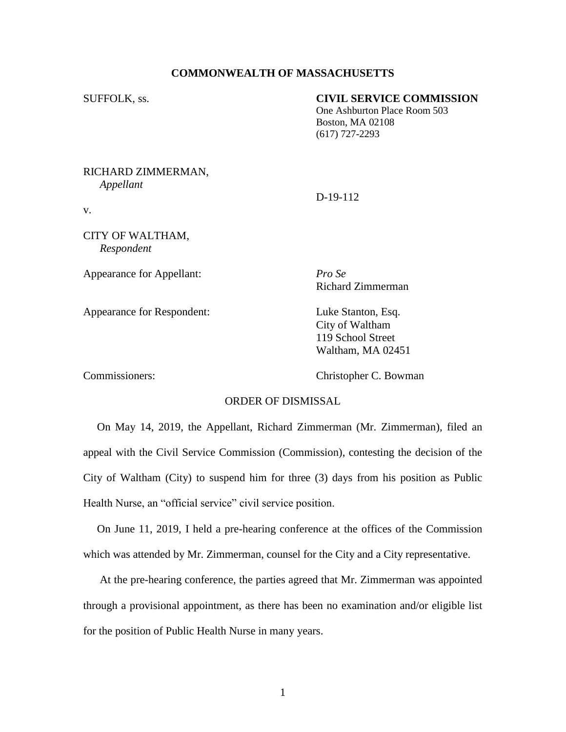**COMMONWEALTH OF MASSACHUSETTS**

SUFFOLK, ss.

**CIVIL SERVICE COMMISSION**
One Ashburton Place Room 503
Boston, MA 02108
(617) 727-2293

RICHARD ZIMMERMAN,
*Appellant*

v.

D-19-112

CITY OF WALTHAM,
*Respondent*

Appearance for Appellant: *Pro Se*
Richard Zimmerman

Appearance for Respondent: Luke Stanton, Esq.
City of Waltham
119 School Street
Waltham, MA 02451

Commissioners: Christopher C. Bowman

ORDER OF DISMISSAL

On May 14, 2019, the Appellant, Richard Zimmerman (Mr. Zimmerman), filed an appeal with the Civil Service Commission (Commission), contesting the decision of the City of Waltham (City) to suspend him for three (3) days from his position as Public Health Nurse, an "official service" civil service position.

On June 11, 2019, I held a pre-hearing conference at the offices of the Commission which was attended by Mr. Zimmerman, counsel for the City and a City representative.

At the pre-hearing conference, the parties agreed that Mr. Zimmerman was appointed through a provisional appointment, as there has been no examination and/or eligible list for the position of Public Health Nurse in many years.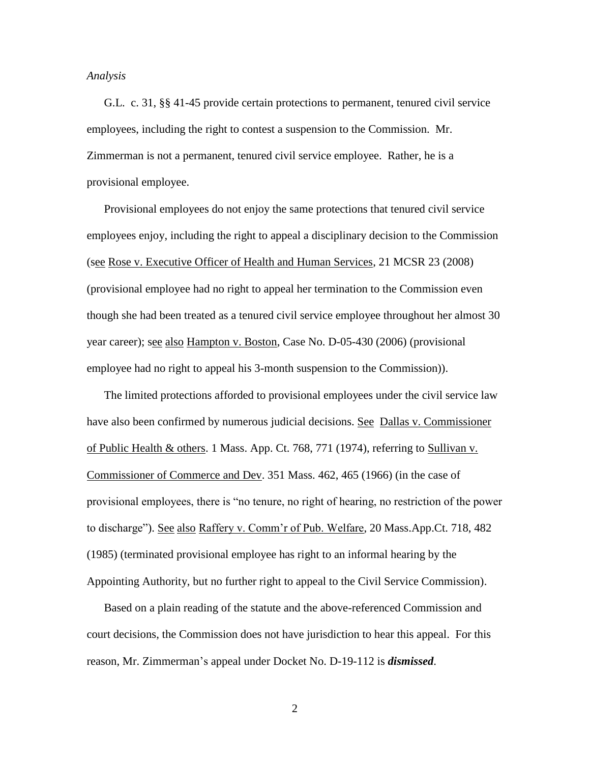*Analysis*

G.L. c. 31, §§ 41-45 provide certain protections to permanent, tenured civil service employees, including the right to contest a suspension to the Commission. Mr. Zimmerman is not a permanent, tenured civil service employee. Rather, he is a provisional employee.

Provisional employees do not enjoy the same protections that tenured civil service employees enjoy, including the right to appeal a disciplinary decision to the Commission (see Rose v. Executive Officer of Health and Human Services, 21 MCSR 23 (2008) (provisional employee had no right to appeal her termination to the Commission even though she had been treated as a tenured civil service employee throughout her almost 30 year career); see also Hampton v. Boston, Case No. D-05-430 (2006) (provisional employee had no right to appeal his 3-month suspension to the Commission)).

The limited protections afforded to provisional employees under the civil service law have also been confirmed by numerous judicial decisions. See Dallas v. Commissioner of Public Health & others. 1 Mass. App. Ct. 768, 771 (1974), referring to Sullivan v. Commissioner of Commerce and Dev. 351 Mass. 462, 465 (1966) (in the case of provisional employees, there is "no tenure, no right of hearing, no restriction of the power to discharge"). See also Raffery v. Comm'r of Pub. Welfare, 20 Mass.App.Ct. 718, 482 (1985) (terminated provisional employee has right to an informal hearing by the Appointing Authority, but no further right to appeal to the Civil Service Commission).

Based on a plain reading of the statute and the above-referenced Commission and court decisions, the Commission does not have jurisdiction to hear this appeal. For this reason, Mr. Zimmerman's appeal under Docket No. D-19-112 is ***dismissed***.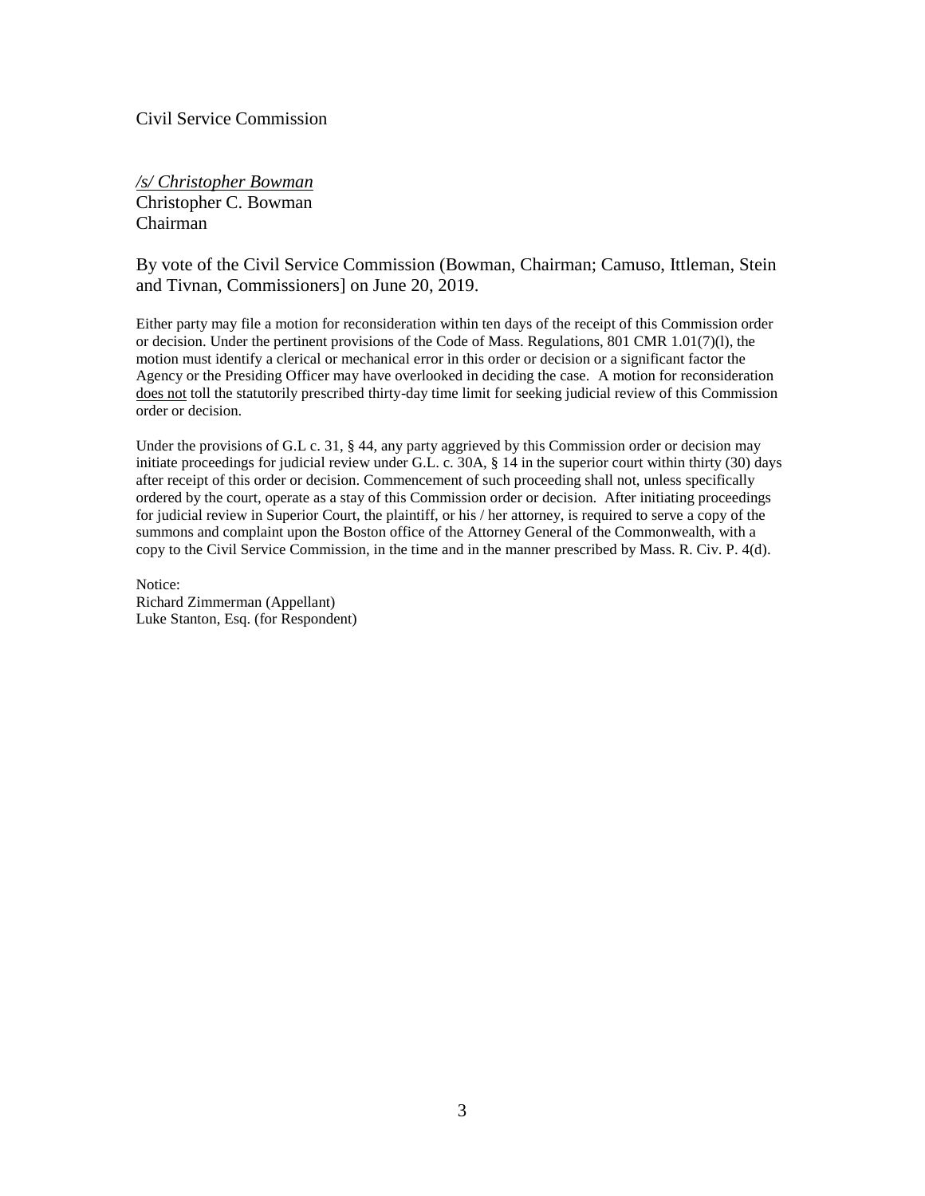Civil Service Commission

*<u>/s/ Christopher Bowman</u>*
Christopher C. Bowman
Chairman

By vote of the Civil Service Commission (Bowman, Chairman; Camuso, Ittleman, Stein and Tivnan, Commissioners] on June 20, 2019.

Either party may file a motion for reconsideration within ten days of the receipt of this Commission order or decision. Under the pertinent provisions of the Code of Mass. Regulations, 801 CMR 1.01(7)(l), the motion must identify a clerical or mechanical error in this order or decision or a significant factor the Agency or the Presiding Officer may have overlooked in deciding the case. A motion for reconsideration <u>does not</u> toll the statutorily prescribed thirty-day time limit for seeking judicial review of this Commission order or decision.

Under the provisions of G.L c. 31, § 44, any party aggrieved by this Commission order or decision may initiate proceedings for judicial review under G.L. c. 30A, § 14 in the superior court within thirty (30) days after receipt of this order or decision. Commencement of such proceeding shall not, unless specifically ordered by the court, operate as a stay of this Commission order or decision. After initiating proceedings for judicial review in Superior Court, the plaintiff, or his / her attorney, is required to serve a copy of the summons and complaint upon the Boston office of the Attorney General of the Commonwealth, with a copy to the Civil Service Commission, in the time and in the manner prescribed by Mass. R. Civ. P. 4(d).

Notice:
Richard Zimmerman (Appellant)
Luke Stanton, Esq. (for Respondent)